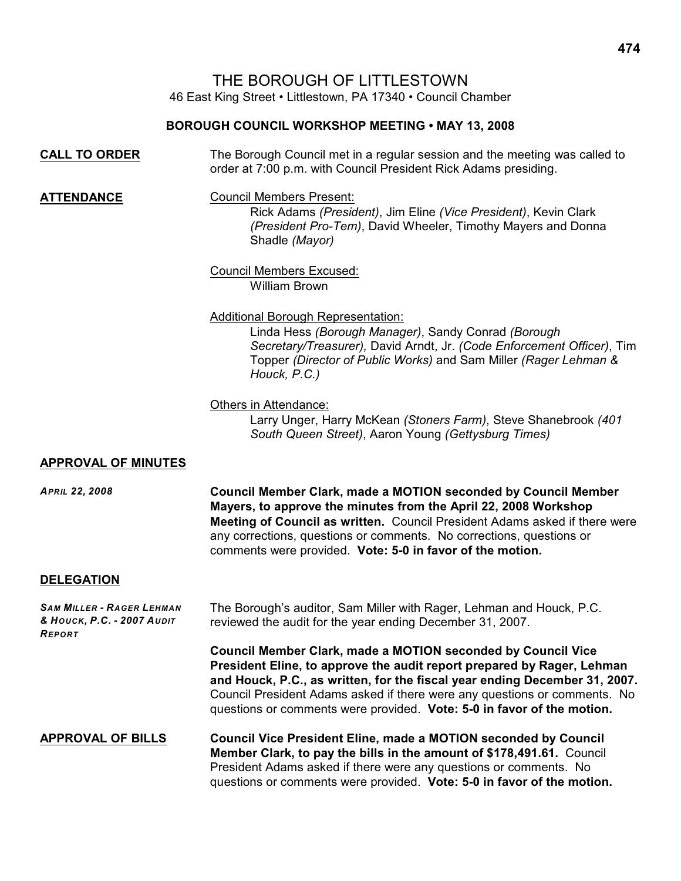# THE BOROUGH OF LITTLESTOWN

46 East King Street • Littlestown, PA 17340 • Council Chamber

## BOROUGH COUNCIL WORKSHOP MEETING • MAY 13, 2008

**CALL TO ORDER**

The Borough Council met in a regular session and the meeting was called to order at 7:00 p.m. with Council President Rick Adams presiding.

**ATTENDANCE**

Council Members Present:

Rick Adams *(President)*, Jim Eline *(Vice President)*, Kevin Clark *(President Pro-Tem)*, David Wheeler, Timothy Mayers and Donna Shadle *(Mayor)*

Council Members Excused:

William Brown

Additional Borough Representation:

Linda Hess *(Borough Manager)*, Sandy Conrad *(Borough Secretary/Treasurer)*, David Arndt, Jr. *(Code Enforcement Officer)*, Tim Topper *(Director of Public Works)* and Sam Miller *(Rager Lehman & Houck, P.C.)*

Others in Attendance:

Larry Unger, Harry McKean *(Stoners Farm)*, Steve Shanebrook *(401 South Queen Street)*, Aaron Young *(Gettysburg Times)*

**APPROVAL OF MINUTES**

*APRIL 22, 2008*

**Council Member Clark, made a MOTION seconded by Council Member Mayers, to approve the minutes from the April 22, 2008 Workshop Meeting of Council as written.** Council President Adams asked if there were any corrections, questions or comments. No corrections, questions or comments were provided. **Vote: 5-0 in favor of the motion.**

**DELEGATION**

*SAM MILLER - RAGER LEHMAN & HOUCK, P.C. - 2007 AUDIT REPORT*

The Borough's auditor, Sam Miller with Rager, Lehman and Houck, P.C. reviewed the audit for the year ending December 31, 2007.

**Council Member Clark, made a MOTION seconded by Council Vice President Eline, to approve the audit report prepared by Rager, Lehman and Houck, P.C., as written, for the fiscal year ending December 31, 2007.** Council President Adams asked if there were any questions or comments. No questions or comments were provided. **Vote: 5-0 in favor of the motion.**

**APPROVAL OF BILLS**

**Council Vice President Eline, made a MOTION seconded by Council Member Clark, to pay the bills in the amount of $178,491.61.** Council President Adams asked if there were any questions or comments. No questions or comments were provided. **Vote: 5-0 in favor of the motion.**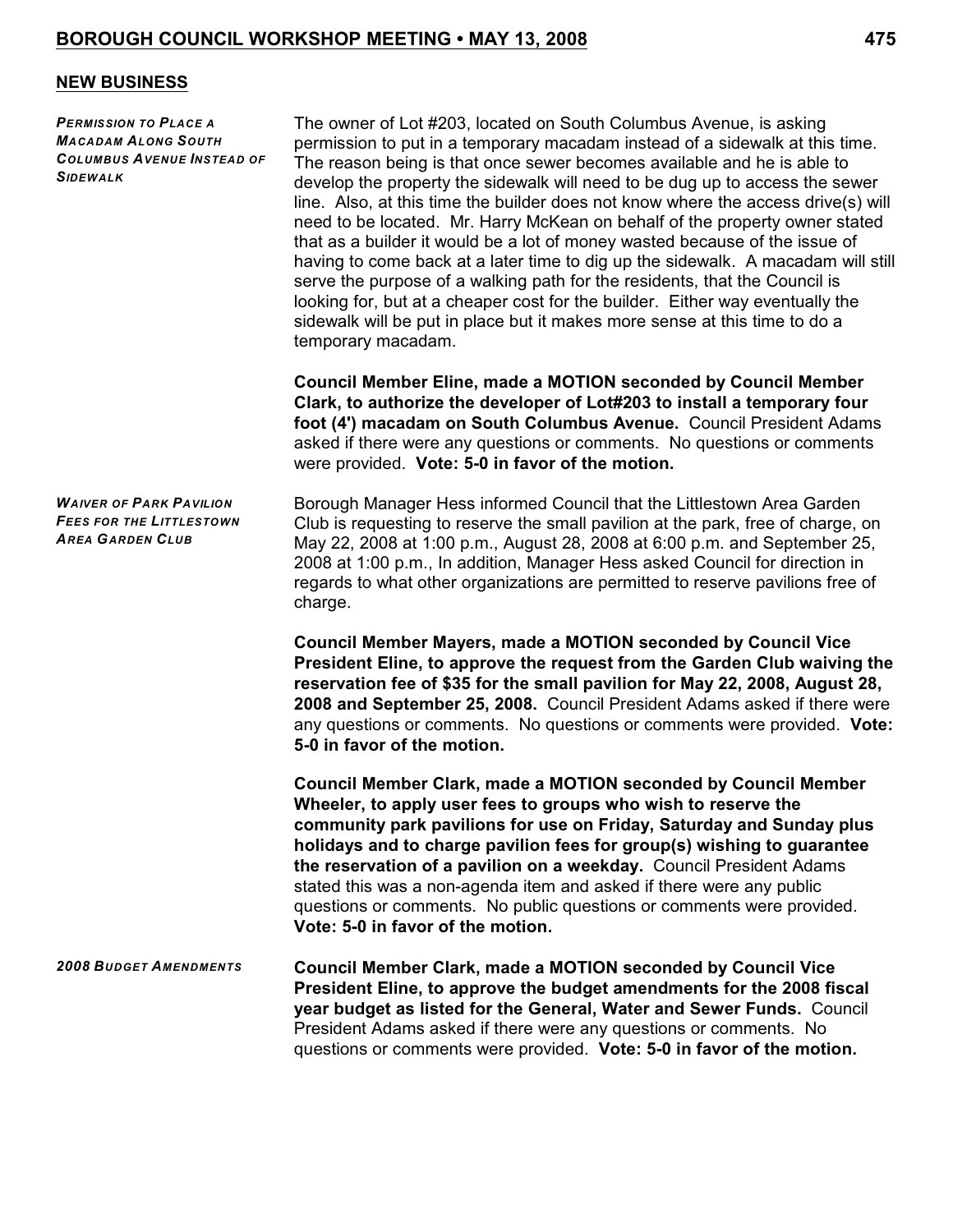## NEW BUSINESS

***Permission to Place a Macadam Along South Columbus Avenue Instead of Sidewalk***

The owner of Lot #203, located on South Columbus Avenue, is asking permission to put in a temporary macadam instead of a sidewalk at this time. The reason being is that once sewer becomes available and he is able to develop the property the sidewalk will need to be dug up to access the sewer line. Also, at this time the builder does not know where the access drive(s) will need to be located. Mr. Harry McKean on behalf of the property owner stated that as a builder it would be a lot of money wasted because of the issue of having to come back at a later time to dig up the sidewalk. A macadam will still serve the purpose of a walking path for the residents, that the Council is looking for, but at a cheaper cost for the builder. Either way eventually the sidewalk will be put in place but it makes more sense at this time to do a temporary macadam.

**Council Member Eline, made a MOTION seconded by Council Member Clark, to authorize the developer of Lot#203 to install a temporary four foot (4') macadam on South Columbus Avenue.** Council President Adams asked if there were any questions or comments. No questions or comments were provided. **Vote: 5-0 in favor of the motion.**

***Waiver of Park Pavilion Fees for the Littlestown Area Garden Club***

Borough Manager Hess informed Council that the Littlestown Area Garden Club is requesting to reserve the small pavilion at the park, free of charge, on May 22, 2008 at 1:00 p.m., August 28, 2008 at 6:00 p.m. and September 25, 2008 at 1:00 p.m., In addition, Manager Hess asked Council for direction in regards to what other organizations are permitted to reserve pavilions free of charge.

**Council Member Mayers, made a MOTION seconded by Council Vice President Eline, to approve the request from the Garden Club waiving the reservation fee of $35 for the small pavilion for May 22, 2008, August 28, 2008 and September 25, 2008.** Council President Adams asked if there were any questions or comments. No questions or comments were provided. **Vote: 5-0 in favor of the motion.**

**Council Member Clark, made a MOTION seconded by Council Member Wheeler, to apply user fees to groups who wish to reserve the community park pavilions for use on Friday, Saturday and Sunday plus holidays and to charge pavilion fees for group(s) wishing to guarantee the reservation of a pavilion on a weekday.** Council President Adams stated this was a non-agenda item and asked if there were any public questions or comments. No public questions or comments were provided. **Vote: 5-0 in favor of the motion.**

***2008 Budget Amendments***

**Council Member Clark, made a MOTION seconded by Council Vice President Eline, to approve the budget amendments for the 2008 fiscal year budget as listed for the General, Water and Sewer Funds.** Council President Adams asked if there were any questions or comments. No questions or comments were provided. **Vote: 5-0 in favor of the motion.**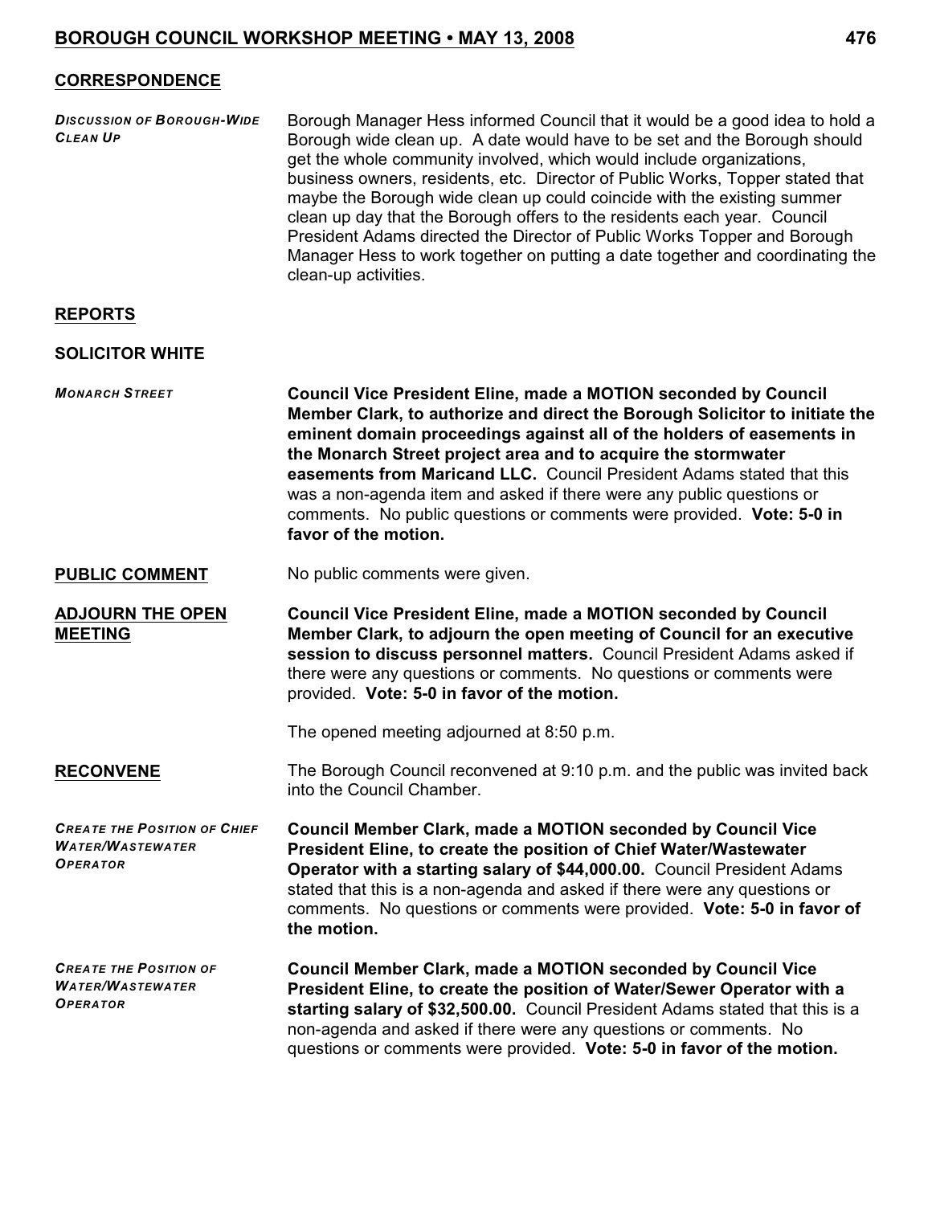## CORRESPONDENCE

***Discussion of Borough-Wide Clean Up***

Borough Manager Hess informed Council that it would be a good idea to hold a Borough wide clean up. A date would have to be set and the Borough should get the whole community involved, which would include organizations, business owners, residents, etc. Director of Public Works, Topper stated that maybe the Borough wide clean up could coincide with the existing summer clean up day that the Borough offers to the residents each year. Council President Adams directed the Director of Public Works Topper and Borough Manager Hess to work together on putting a date together and coordinating the clean-up activities.

## REPORTS

### SOLICITOR WHITE

***Monarch Street***

**Council Vice President Eline, made a MOTION seconded by Council Member Clark, to authorize and direct the Borough Solicitor to initiate the eminent domain proceedings against all of the holders of easements in the Monarch Street project area and to acquire the stormwater easements from Maricand LLC.** Council President Adams stated that this was a non-agenda item and asked if there were any public questions or comments. No public questions or comments were provided. **Vote: 5-0 in favor of the motion.**

## PUBLIC COMMENT

No public comments were given.

## ADJOURN THE OPEN MEETING

**Council Vice President Eline, made a MOTION seconded by Council Member Clark, to adjourn the open meeting of Council for an executive session to discuss personnel matters.** Council President Adams asked if there were any questions or comments. No questions or comments were provided. **Vote: 5-0 in favor of the motion.**

The opened meeting adjourned at 8:50 p.m.

## RECONVENE

The Borough Council reconvened at 9:10 p.m. and the public was invited back into the Council Chamber.

***Create the Position of Chief Water/Wastewater Operator***

**Council Member Clark, made a MOTION seconded by Council Vice President Eline, to create the position of Chief Water/Wastewater Operator with a starting salary of $44,000.00.** Council President Adams stated that this is a non-agenda and asked if there were any questions or comments. No questions or comments were provided. **Vote: 5-0 in favor of the motion.**

***Create the Position of Water/Wastewater Operator***

**Council Member Clark, made a MOTION seconded by Council Vice President Eline, to create the position of Water/Sewer Operator with a starting salary of $32,500.00.** Council President Adams stated that this is a non-agenda and asked if there were any questions or comments. No questions or comments were provided. **Vote: 5-0 in favor of the motion.**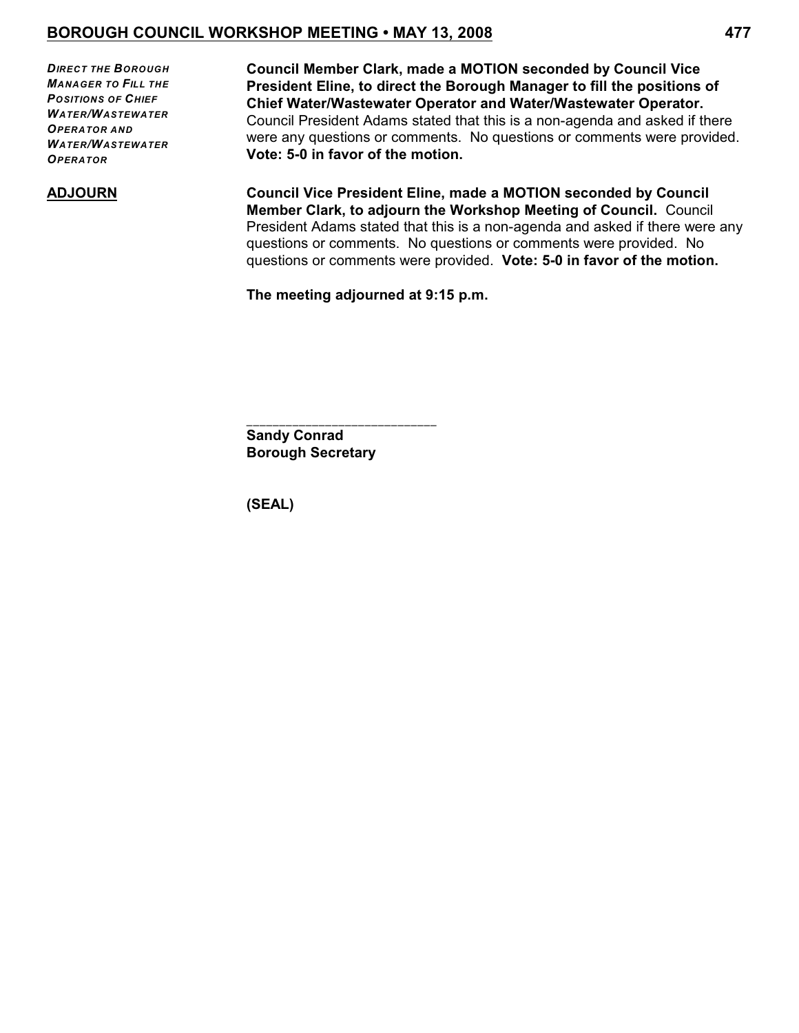***DIRECT THE BOROUGH MANAGER TO FILL THE POSITIONS OF CHIEF WATER/WASTEWATER OPERATOR AND WATER/WASTEWATER OPERATOR***

**Council Member Clark, made a MOTION seconded by Council Vice President Eline, to direct the Borough Manager to fill the positions of Chief Water/Wastewater Operator and Water/Wastewater Operator.** Council President Adams stated that this is a non-agenda and asked if there were any questions or comments. No questions or comments were provided. **Vote: 5-0 in favor of the motion.**

**ADJOURN**

**Council Vice President Eline, made a MOTION seconded by Council Member Clark, to adjourn the Workshop Meeting of Council.** Council President Adams stated that this is a non-agenda and asked if there were any questions or comments. No questions or comments were provided. No questions or comments were provided. **Vote: 5-0 in favor of the motion.**

**The meeting adjourned at 9:15 p.m.**

___________________________

**Sandy Conrad**
**Borough Secretary**

**(SEAL)**